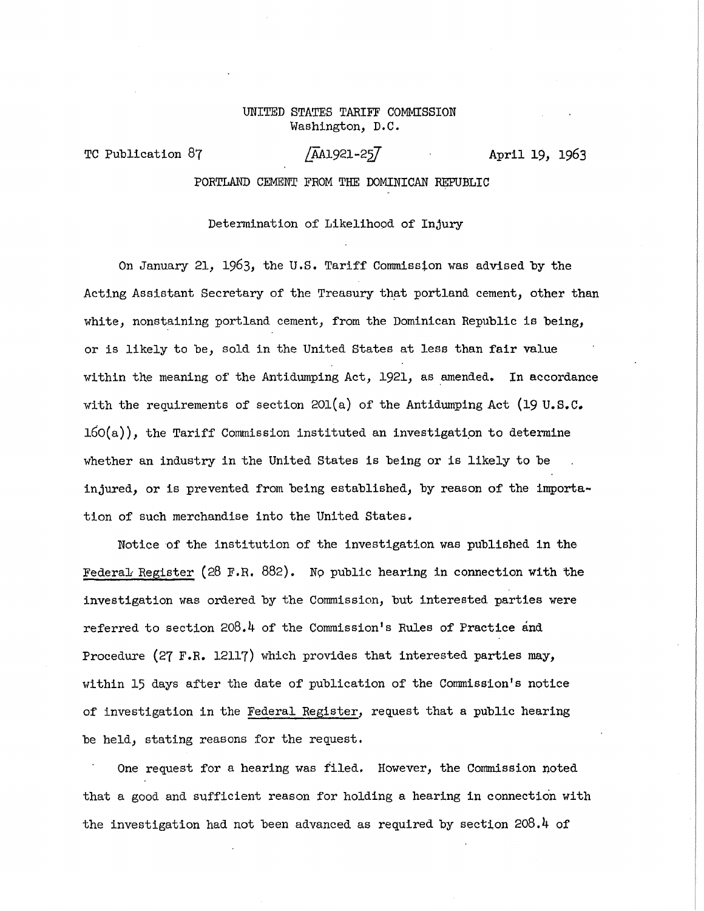UNITED STATES TARIFF COMMISSION
Washington, D.C.

TC Publication 87 [AA1921-25] April 19, 1963

PORTLAND CEMENT FROM THE DOMINICAN REPUBLIC

Determination of Likelihood of Injury

On January 21, 1963, the U.S. Tariff Commission was advised by the Acting Assistant Secretary of the Treasury that portland cement, other than white, nonstaining portland cement, from the Dominican Republic is being, or is likely to be, sold in the United States at less than fair value within the meaning of the Antidumping Act, 1921, as amended. In accordance with the requirements of section 201(a) of the Antidumping Act (19 U.S.C. 160(a)), the Tariff Commission instituted an investigation to determine whether an industry in the United States is being or is likely to be injured, or is prevented from being established, by reason of the importation of such merchandise into the United States.

Notice of the institution of the investigation was published in the Federal Register (28 F.R. 882). No public hearing in connection with the investigation was ordered by the Commission, but interested parties were referred to section 208.4 of the Commission's Rules of Practice and Procedure (27 F.R. 12117) which provides that interested parties may, within 15 days after the date of publication of the Commission's notice of investigation in the Federal Register, request that a public hearing be held, stating reasons for the request.

One request for a hearing was filed. However, the Commission noted that a good and sufficient reason for holding a hearing in connection with the investigation had not been advanced as required by section 208.4 of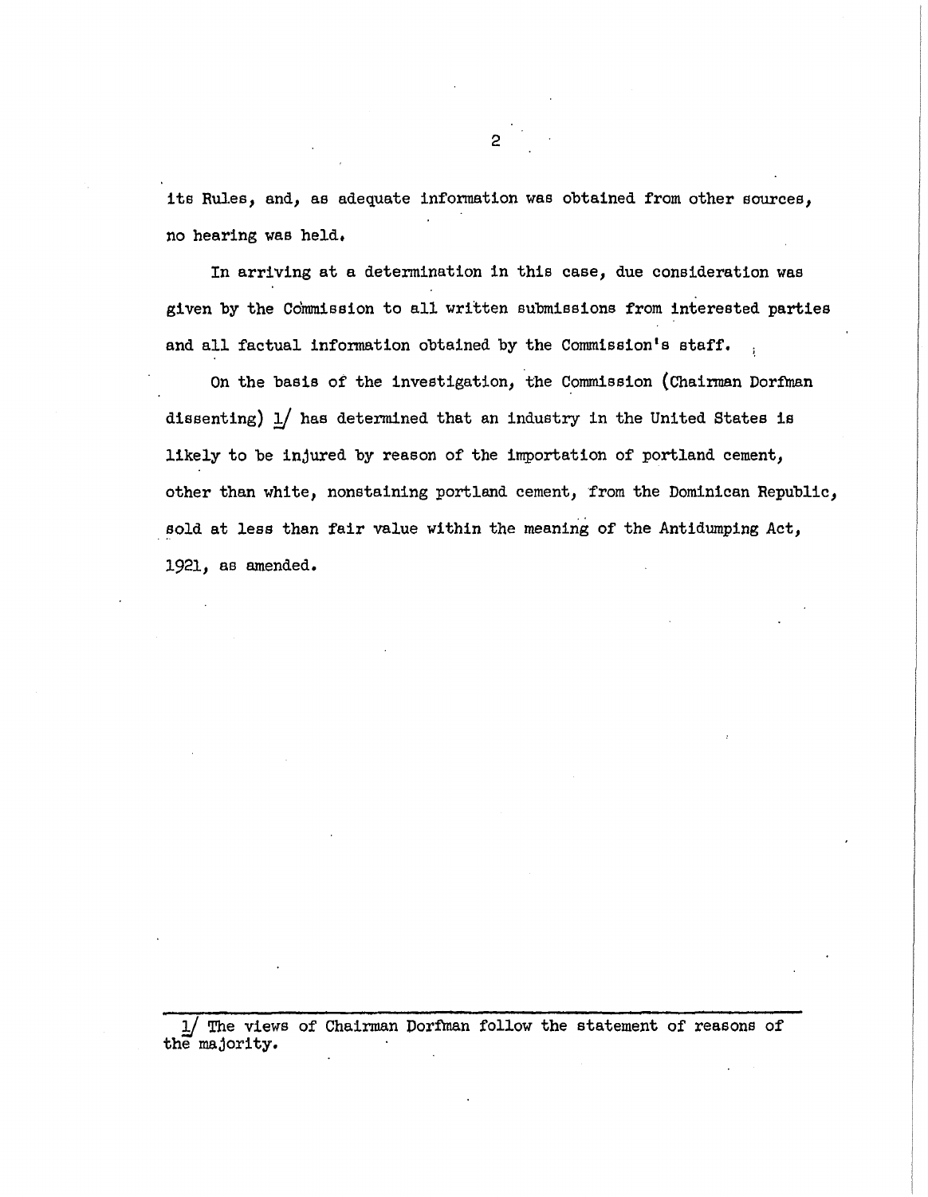its Rules, and, as adequate information was obtained from other sources, no hearing was held.

In arriving at a determination in this case, due consideration was given by the Commission to all written submissions from interested parties and all factual information obtained by the Commission's staff.

On the basis of the investigation, the Commission (Chairman Dorfman dissenting) [1] has determined that an industry in the United States is likely to be injured by reason of the importation of portland cement, other than white, nonstaining portland cement, from the Dominican Republic, sold at less than fair value within the meaning of the Antidumping Act, 1921, as amended.

---

1/ The views of Chairman Dorfman follow the statement of reasons of the majority.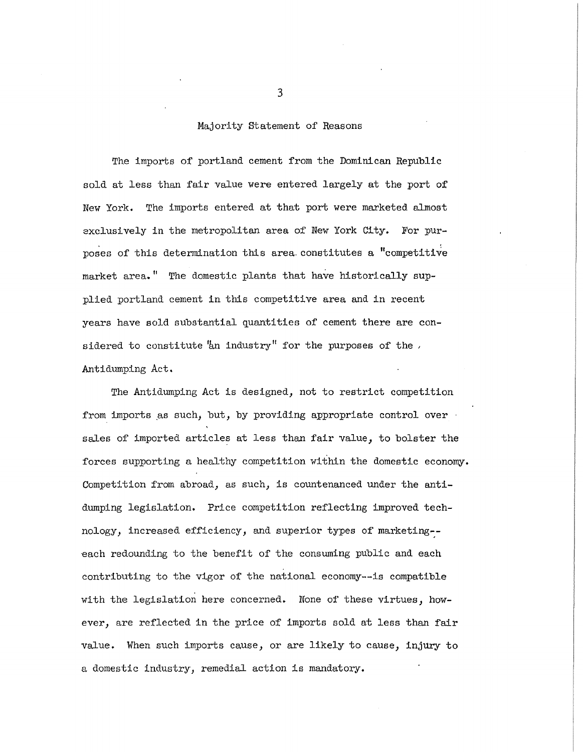## Majority Statement of Reasons

The imports of portland cement from the Dominican Republic sold at less than fair value were entered largely at the port of New York. The imports entered at that port were marketed almost exclusively in the metropolitan area of New York City. For purposes of this determination this area constitutes a "competitive market area." The domestic plants that have historically supplied portland cement in this competitive area and in recent years have sold substantial quantities of cement there are considered to constitute "an industry" for the purposes of the Antidumping Act.

The Antidumping Act is designed, not to restrict competition from imports as such, but, by providing appropriate control over sales of imported articles at less than fair value, to bolster the forces supporting a healthy competition within the domestic economy. Competition from abroad, as such, is countenanced under the antidumping legislation. Price competition reflecting improved technology, increased efficiency, and superior types of marketing--each redounding to the benefit of the consuming public and each contributing to the vigor of the national economy--is compatible with the legislation here concerned. None of these virtues, however, are reflected in the price of imports sold at less than fair value. When such imports cause, or are likely to cause, injury to a domestic industry, remedial action is mandatory.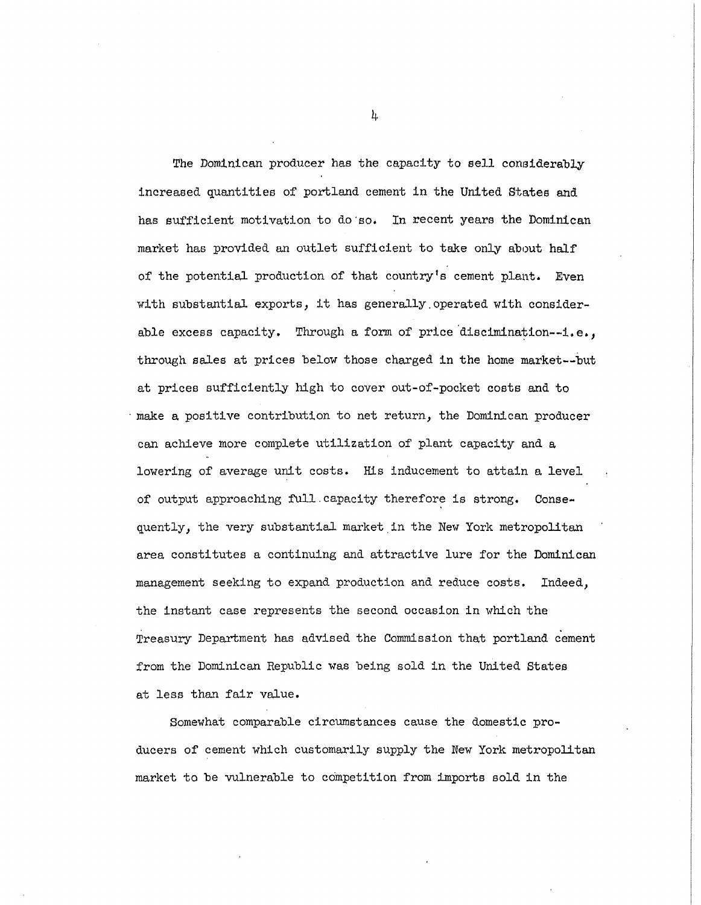The Dominican producer has the capacity to sell considerably increased quantities of portland cement in the United States and has sufficient motivation to do so. In recent years the Dominican market has provided an outlet sufficient to take only about half of the potential production of that country's cement plant. Even with substantial exports, it has generally operated with considerable excess capacity. Through a form of price discrimination--i.e., through sales at prices below those charged in the home market--but at prices sufficiently high to cover out-of-pocket costs and to make a positive contribution to net return, the Dominican producer can achieve more complete utilization of plant capacity and a lowering of average unit costs. His inducement to attain a level of output approaching full capacity therefore is strong. Consequently, the very substantial market in the New York metropolitan area constitutes a continuing and attractive lure for the Dominican management seeking to expand production and reduce costs. Indeed, the instant case represents the second occasion in which the Treasury Department has advised the Commission that portland cement from the Dominican Republic was being sold in the United States at less than fair value.

Somewhat comparable circumstances cause the domestic producers of cement which customarily supply the New York metropolitan market to be vulnerable to competition from imports sold in the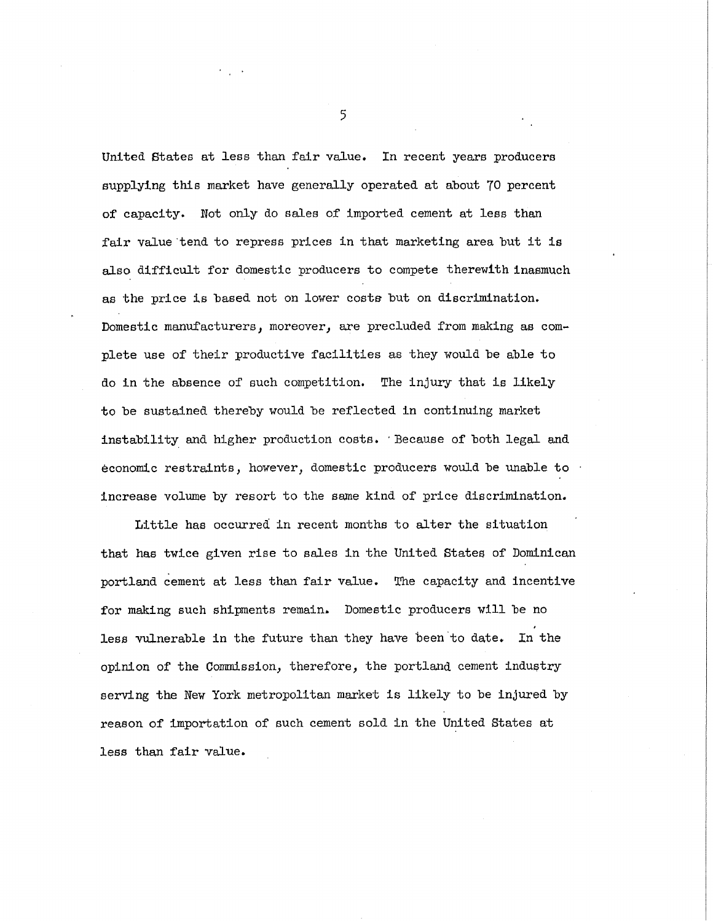United States at less than fair value. In recent years producers supplying this market have generally operated at about 70 percent of capacity. Not only do sales of imported cement at less than fair value tend to repress prices in that marketing area but it is also difficult for domestic producers to compete therewith inasmuch as the price is based not on lower costs but on discrimination. Domestic manufacturers, moreover, are precluded from making as complete use of their productive facilities as they would be able to do in the absence of such competition. The injury that is likely to be sustained thereby would be reflected in continuing market instability and higher production costs. Because of both legal and economic restraints, however, domestic producers would be unable to increase volume by resort to the same kind of price discrimination.

Little has occurred in recent months to alter the situation that has twice given rise to sales in the United States of Dominican portland cement at less than fair value. The capacity and incentive for making such shipments remain. Domestic producers will be no less vulnerable in the future than they have been to date. In the opinion of the Commission, therefore, the portland cement industry serving the New York metropolitan market is likely to be injured by reason of importation of such cement sold in the United States at less than fair value.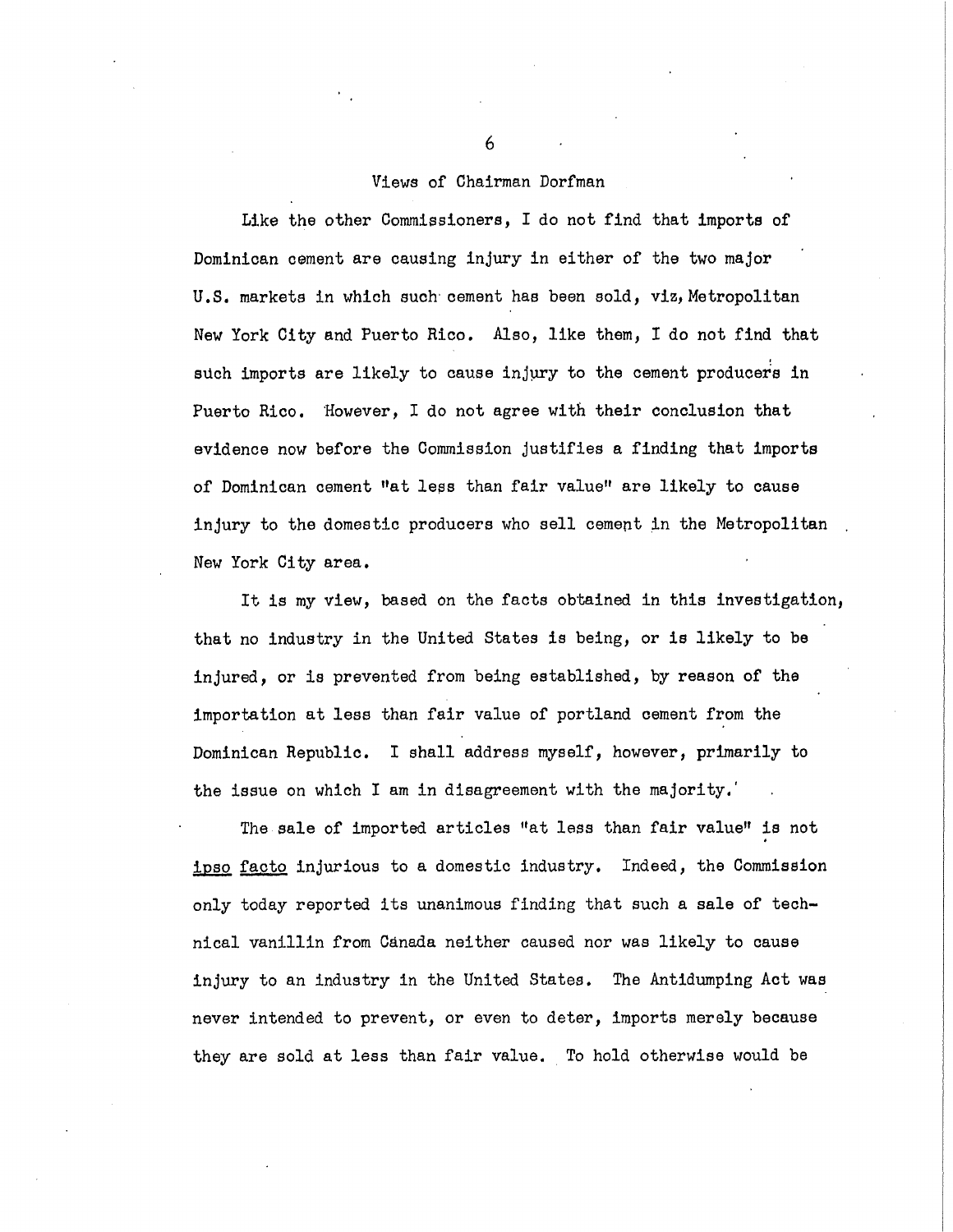## Views of Chairman Dorfman

Like the other Commissioners, I do not find that imports of Dominican cement are causing injury in either of the two major U.S. markets in which such cement has been sold, viz, Metropolitan New York City and Puerto Rico. Also, like them, I do not find that such imports are likely to cause injury to the cement producers in Puerto Rico. However, I do not agree with their conclusion that evidence now before the Commission justifies a finding that imports of Dominican cement "at less than fair value" are likely to cause injury to the domestic producers who sell cement in the Metropolitan New York City area.

It is my view, based on the facts obtained in this investigation, that no industry in the United States is being, or is likely to be injured, or is prevented from being established, by reason of the importation at less than fair value of portland cement from the Dominican Republic. I shall address myself, however, primarily to the issue on which I am in disagreement with the majority.

The sale of imported articles "at less than fair value" is not ipso facto injurious to a domestic industry. Indeed, the Commission only today reported its unanimous finding that such a sale of technical vanillin from Canada neither caused nor was likely to cause injury to an industry in the United States. The Antidumping Act was never intended to prevent, or even to deter, imports merely because they are sold at less than fair value. To hold otherwise would be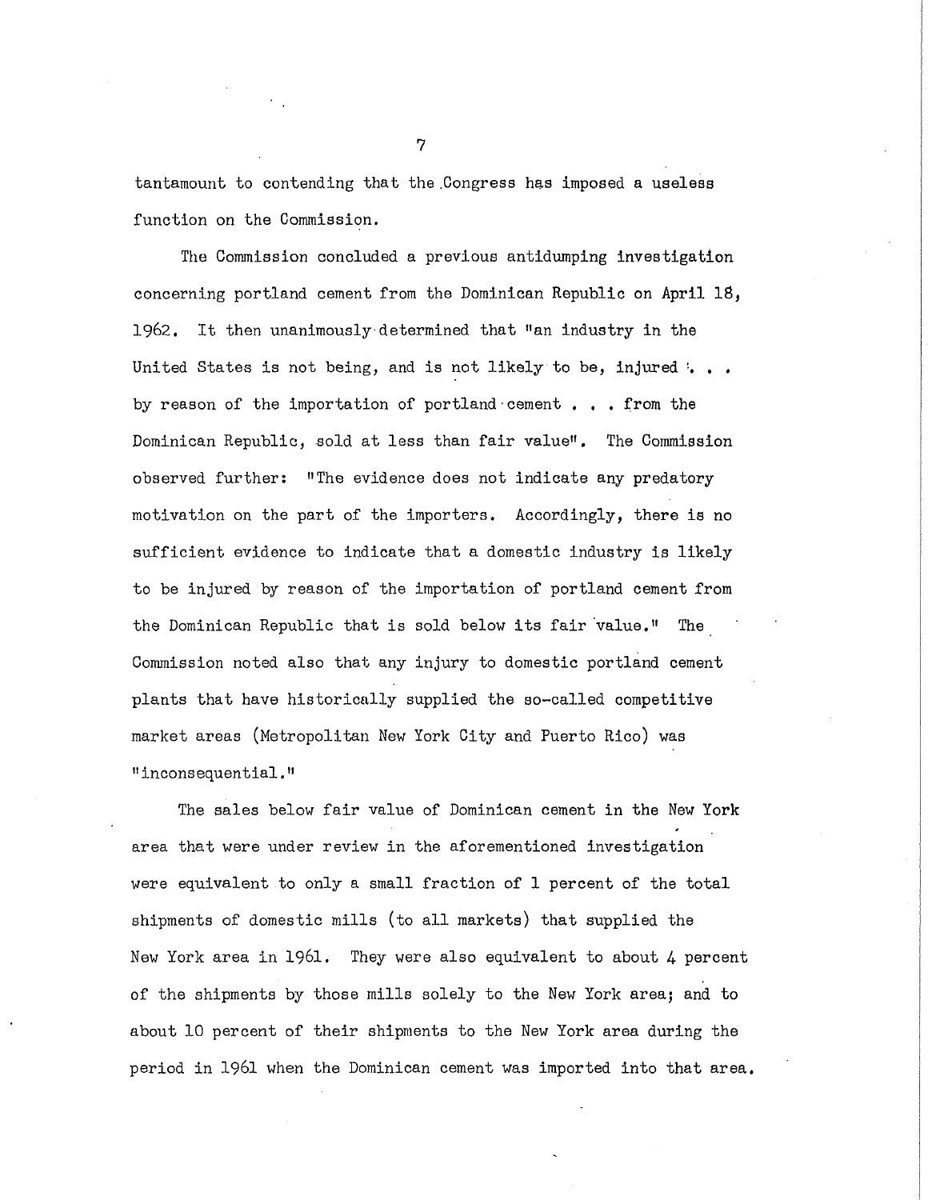tantamount to contending that the Congress has imposed a useless function on the Commission.

The Commission concluded a previous antidumping investigation concerning portland cement from the Dominican Republic on April 18, 1962. It then unanimously determined that "an industry in the United States is not being, and is not likely to be, injured . . . by reason of the importation of portland cement . . . from the Dominican Republic, sold at less than fair value". The Commission observed further: "The evidence does not indicate any predatory motivation on the part of the importers. Accordingly, there is no sufficient evidence to indicate that a domestic industry is likely to be injured by reason of the importation of portland cement from the Dominican Republic that is sold below its fair value." The Commission noted also that any injury to domestic portland cement plants that have historically supplied the so-called competitive market areas (Metropolitan New York City and Puerto Rico) was "inconsequential."

The sales below fair value of Dominican cement in the New York area that were under review in the aforementioned investigation were equivalent to only a small fraction of 1 percent of the total shipments of domestic mills (to all markets) that supplied the New York area in 1961. They were also equivalent to about 4 percent of the shipments by those mills solely to the New York area; and to about 10 percent of their shipments to the New York area during the period in 1961 when the Dominican cement was imported into that area.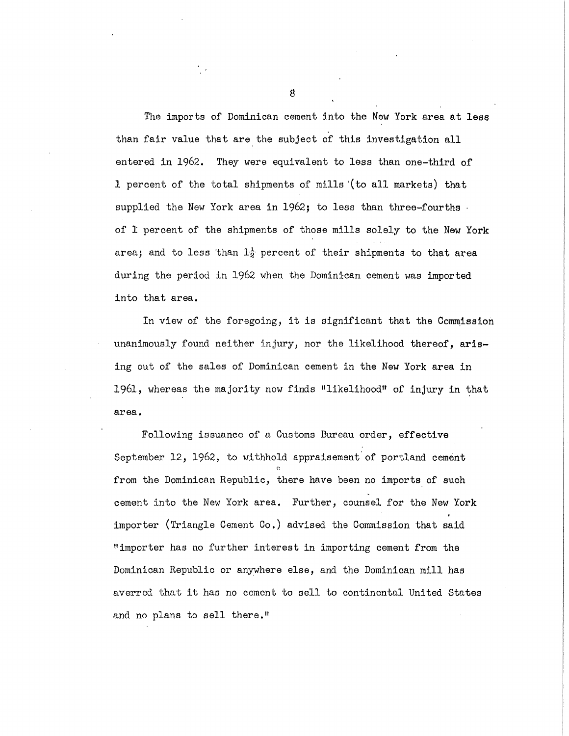The imports of Dominican cement into the New York area at less than fair value that are the subject of this investigation all entered in 1962. They were equivalent to less than one-third of 1 percent of the total shipments of mills (to all markets) that supplied the New York area in 1962; to less than three-fourths of 1 percent of the shipments of those mills solely to the New York area; and to less than $1\frac{1}{2}$ percent of their shipments to that area during the period in 1962 when the Dominican cement was imported into that area.

In view of the foregoing, it is significant that the Commission unanimously found neither injury, nor the likelihood thereof, arising out of the sales of Dominican cement in the New York area in 1961, whereas the majority now finds "likelihood" of injury in that area.

Following issuance of a Customs Bureau order, effective September 12, 1962, to withhold appraisement of portland cement from the Dominican Republic, there have been no imports of such cement into the New York area. Further, counsel for the New York importer (Triangle Cement Co.) advised the Commission that said "importer has no further interest in importing cement from the Dominican Republic or anywhere else, and the Dominican mill has averred that it has no cement to sell to continental United States and no plans to sell there."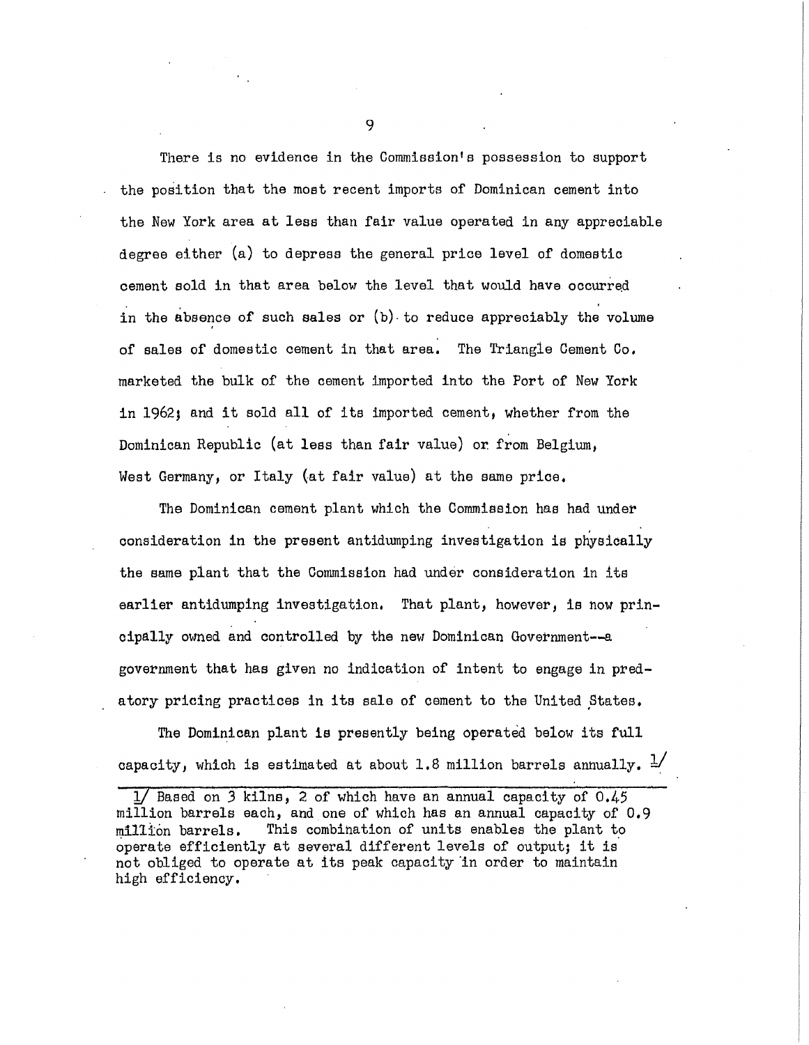There is no evidence in the Commission's possession to support the position that the most recent imports of Dominican cement into the New York area at less than fair value operated in any appreciable degree either (a) to depress the general price level of domestic cement sold in that area below the level that would have occurred in the absence of such sales or (b) to reduce appreciably the volume of sales of domestic cement in that area. The Triangle Cement Co. marketed the bulk of the cement imported into the Port of New York in 1962; and it sold all of its imported cement, whether from the Dominican Republic (at less than fair value) or from Belgium, West Germany, or Italy (at fair value) at the same price.

The Dominican cement plant which the Commission has had under consideration in the present antidumping investigation is physically the same plant that the Commission had under consideration in its earlier antidumping investigation. That plant, however, is now principally owned and controlled by the new Dominican Government--a government that has given no indication of intent to engage in predatory pricing practices in its sale of cement to the United States.

The Dominican plant is presently being operated below its full capacity, which is estimated at about 1.8 million barrels annually. 1/

---

1/ Based on 3 kilns, 2 of which have an annual capacity of 0.45 million barrels each, and one of which has an annual capacity of 0.9 million barrels. This combination of units enables the plant to operate efficiently at several different levels of output; it is not obliged to operate at its peak capacity in order to maintain high efficiency.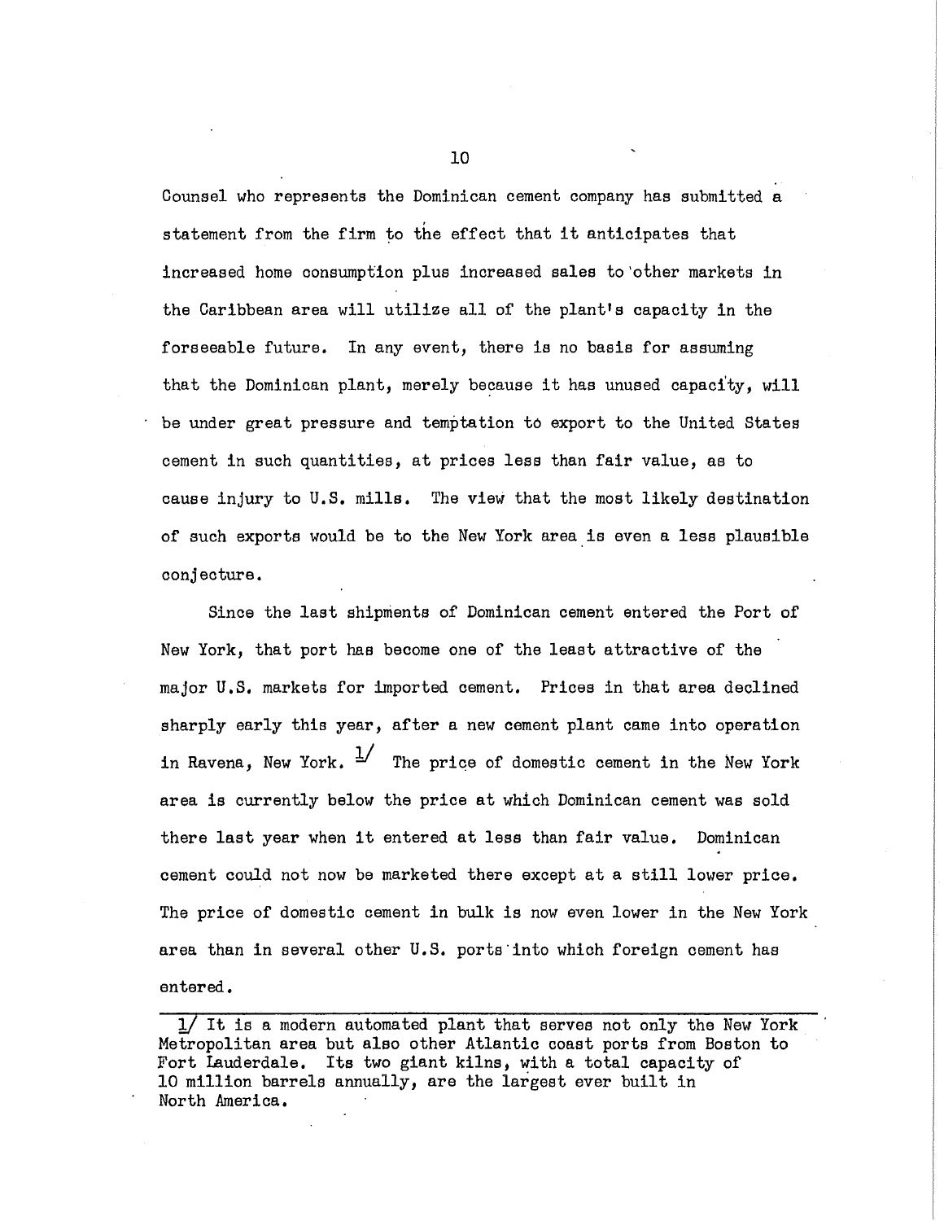Counsel who represents the Dominican cement company has submitted a statement from the firm to the effect that it anticipates that increased home consumption plus increased sales to other markets in the Caribbean area will utilize all of the plant's capacity in the forseeable future. In any event, there is no basis for assuming that the Dominican plant, merely because it has unused capacity, will be under great pressure and temptation to export to the United States cement in such quantities, at prices less than fair value, as to cause injury to U.S. mills. The view that the most likely destination of such exports would be to the New York area is even a less plausible conjecture.

Since the last shipments of Dominican cement entered the Port of New York, that port has become one of the least attractive of the major U.S. markets for imported cement. Prices in that area declined sharply early this year, after a new cement plant came into operation in Ravena, New York. [1] The price of domestic cement in the New York area is currently below the price at which Dominican cement was sold there last year when it entered at less than fair value. Dominican cement could not now be marketed there except at a still lower price. The price of domestic cement in bulk is now even lower in the New York area than in several other U.S. ports into which foreign cement has entered.

---

1/ It is a modern automated plant that serves not only the New York Metropolitan area but also other Atlantic coast ports from Boston to Fort Lauderdale. Its two giant kilns, with a total capacity of 10 million barrels annually, are the largest ever built in North America.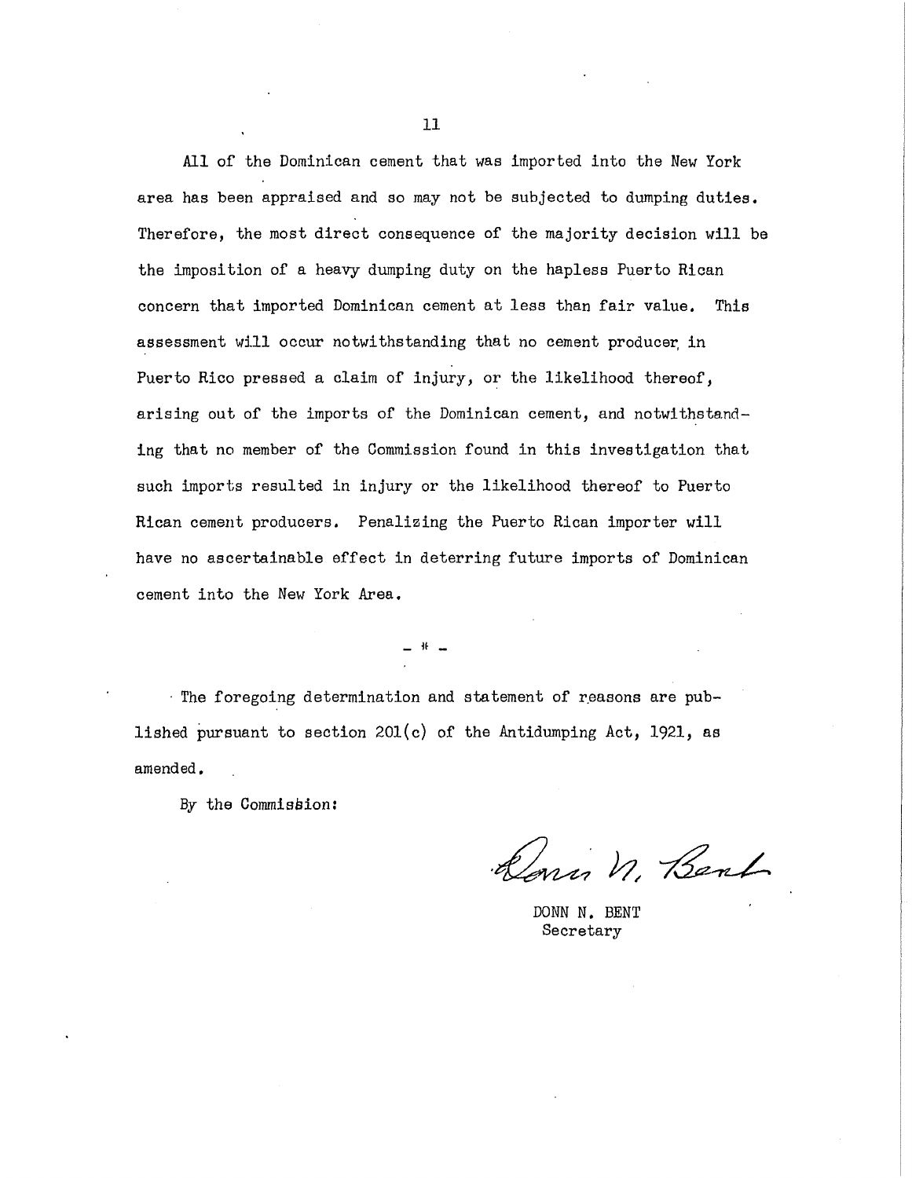All of the Dominican cement that was imported into the New York area has been appraised and so may not be subjected to dumping duties. Therefore, the most direct consequence of the majority decision will be the imposition of a heavy dumping duty on the hapless Puerto Rican concern that imported Dominican cement at less than fair value. This assessment will occur notwithstanding that no cement producer in Puerto Rico pressed a claim of injury, or the likelihood thereof, arising out of the imports of the Dominican cement, and notwithstanding that no member of the Commission found in this investigation that such imports resulted in injury or the likelihood thereof to Puerto Rican cement producers. Penalizing the Puerto Rican importer will have no ascertainable effect in deterring future imports of Dominican cement into the New York Area.

\- * -

The foregoing determination and statement of reasons are published pursuant to section 201(c) of the Antidumping Act, 1921, as amended.

By the Commission:

DONN N. BENT
Secretary